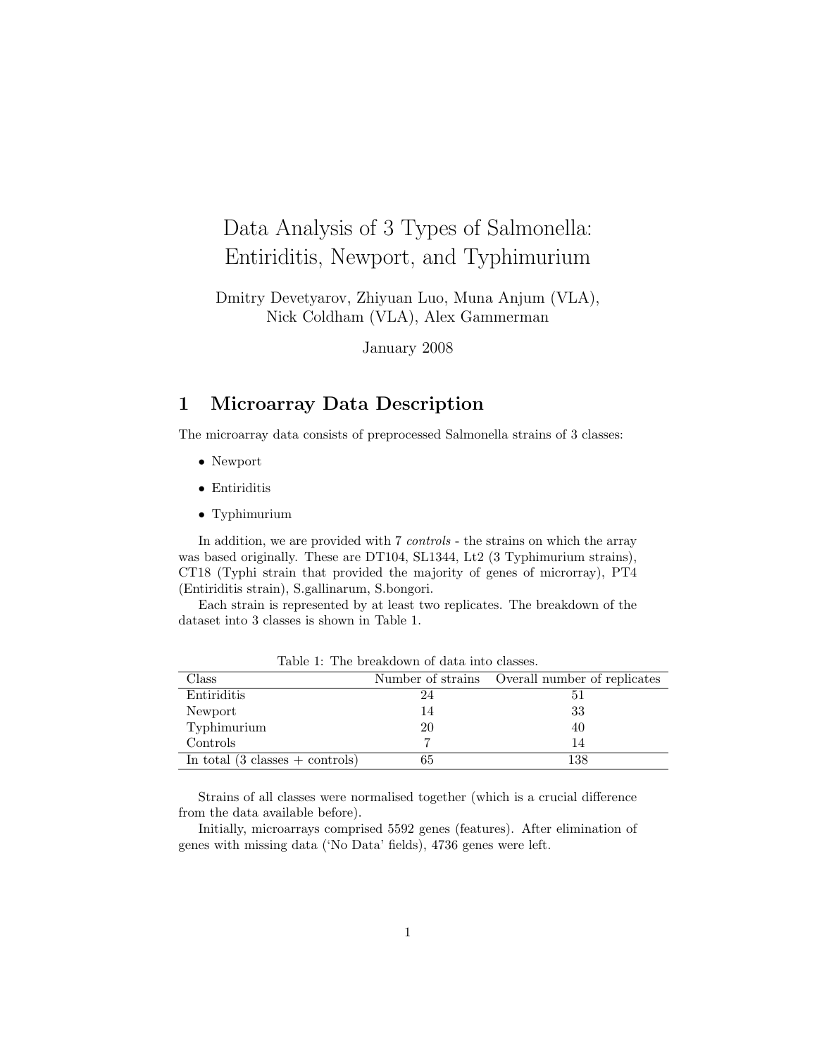# Data Analysis of 3 Types of Salmonella: Entiriditis, Newport, and Typhimurium

Dmitry Devetyarov, Zhiyuan Luo, Muna Anjum (VLA), Nick Coldham (VLA), Alex Gammerman

January 2008

## 1 Microarray Data Description

The microarray data consists of preprocessed Salmonella strains of 3 classes:

- Newport
- Entiriditis
- Typhimurium

In addition, we are provided with 7 *controls* - the strains on which the array was based originally. These are DT104, SL1344, Lt2 (3 Typhimurium strains), CT18 (Typhi strain that provided the majority of genes of microrray), PT4 (Entiriditis strain), S.gallinarum, S.bongori.

Each strain is represented by at least two replicates. The breakdown of the dataset into 3 classes is shown in Table 1.

Table 1: The breakdown of data into classes.

| Class | Number of strains | Overall number of replicates |
|---|---|---|
| Entiriditis | 24 | 51 |
| Newport | 14 | 33 |
| Typhimurium | 20 | 40 |
| Controls | 7 | 14 |
| In total (3 classes + controls) | 65 | 138 |

Strains of all classes were normalised together (which is a crucial difference from the data available before).

Initially, microarrays comprised 5592 genes (features). After elimination of genes with missing data ('No Data' fields), 4736 genes were left.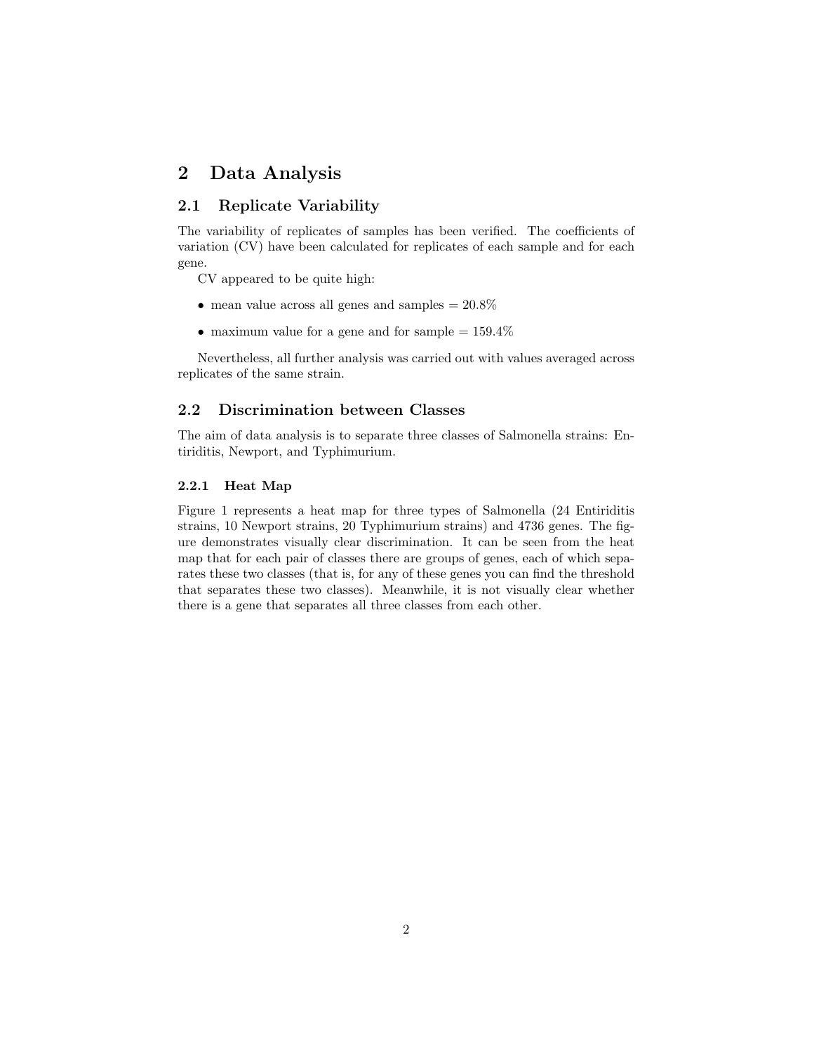# 2 Data Analysis

## 2.1 Replicate Variability

The variability of replicates of samples has been verified. The coefficients of variation (CV) have been calculated for replicates of each sample and for each gene.

CV appeared to be quite high:

- mean value across all genes and samples = 20.8%
- maximum value for a gene and for sample = 159.4%

Nevertheless, all further analysis was carried out with values averaged across replicates of the same strain.

## 2.2 Discrimination between Classes

The aim of data analysis is to separate three classes of Salmonella strains: Entiriditis, Newport, and Typhimurium.

### 2.2.1 Heat Map

Figure 1 represents a heat map for three types of Salmonella (24 Entiriditis strains, 10 Newport strains, 20 Typhimurium strains) and 4736 genes. The figure demonstrates visually clear discrimination. It can be seen from the heat map that for each pair of classes there are groups of genes, each of which separates these two classes (that is, for any of these genes you can find the threshold that separates these two classes). Meanwhile, it is not visually clear whether there is a gene that separates all three classes from each other.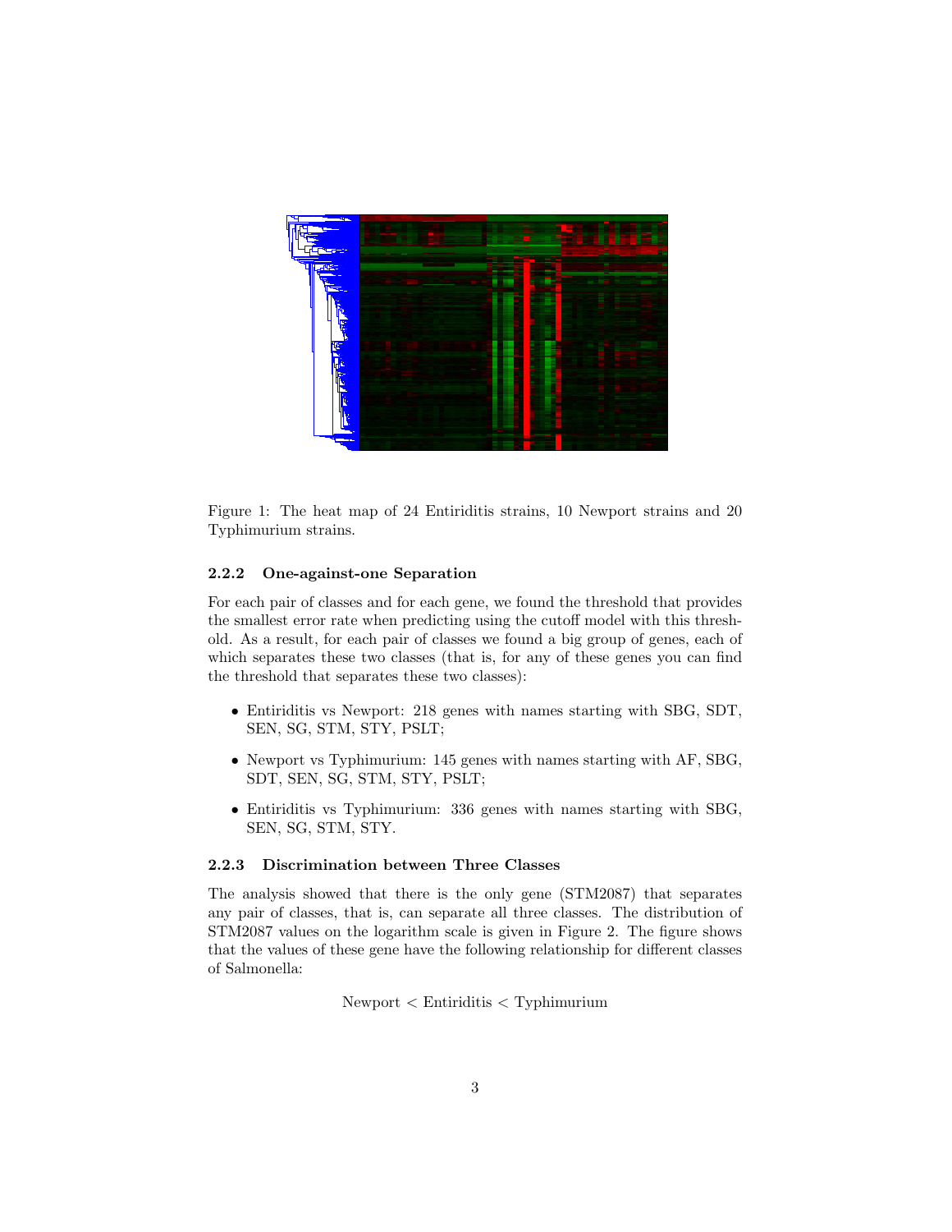Figure 1: The heat map of 24 Entiriditis strains, 10 Newport strains and 20 Typhimurium strains.

#### 2.2.2 One-against-one Separation

For each pair of classes and for each gene, we found the threshold that provides the smallest error rate when predicting using the cutoff model with this threshold. As a result, for each pair of classes we found a big group of genes, each of which separates these two classes (that is, for any of these genes you can find the threshold that separates these two classes):

- Entiriditis vs Newport: 218 genes with names starting with SBG, SDT, SEN, SG, STM, STY, PSLT;
- Newport vs Typhimurium: 145 genes with names starting with AF, SBG, SDT, SEN, SG, STM, STY, PSLT;
- Entiriditis vs Typhimurium: 336 genes with names starting with SBG, SEN, SG, STM, STY.

#### 2.2.3 Discrimination between Three Classes

The analysis showed that there is the only gene (STM2087) that separates any pair of classes, that is, can separate all three classes. The distribution of STM2087 values on the logarithm scale is given in Figure 2. The figure shows that the values of these gene have the following relationship for different classes of Salmonella:

$$\text{Newport} < \text{Entiriditis} < \text{Typhimurium}$$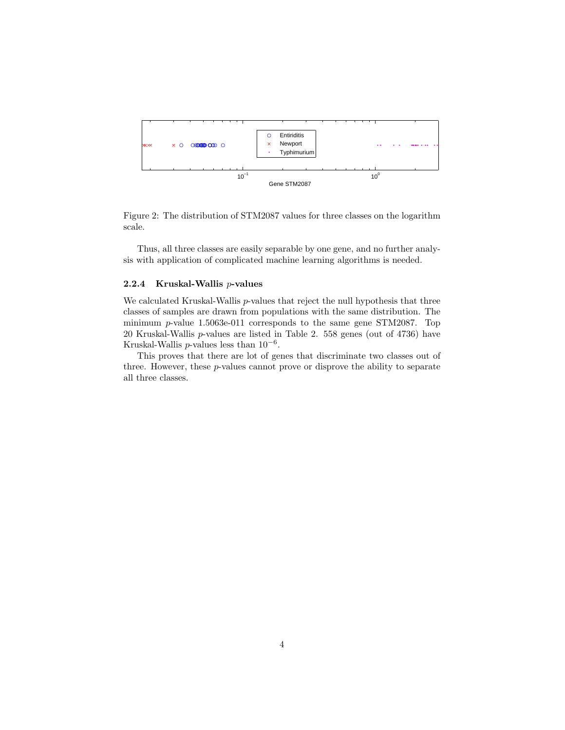Figure 2: The distribution of STM2087 values for three classes on the logarithm scale.

Thus, all three classes are easily separable by one gene, and no further analysis with application of complicated machine learning algorithms is needed.

#### 2.2.4 Kruskal-Wallis $p$-values

We calculated Kruskal-Wallis $p$-values that reject the null hypothesis that three classes of samples are drawn from populations with the same distribution. The minimum $p$-value 1.5063e-011 corresponds to the same gene STM2087. Top 20 Kruskal-Wallis $p$-values are listed in Table 2. 558 genes (out of 4736) have Kruskal-Wallis $p$-values less than $10^{-6}$.

This proves that there are lot of genes that discriminate two classes out of three. However, these $p$-values cannot prove or disprove the ability to separate all three classes.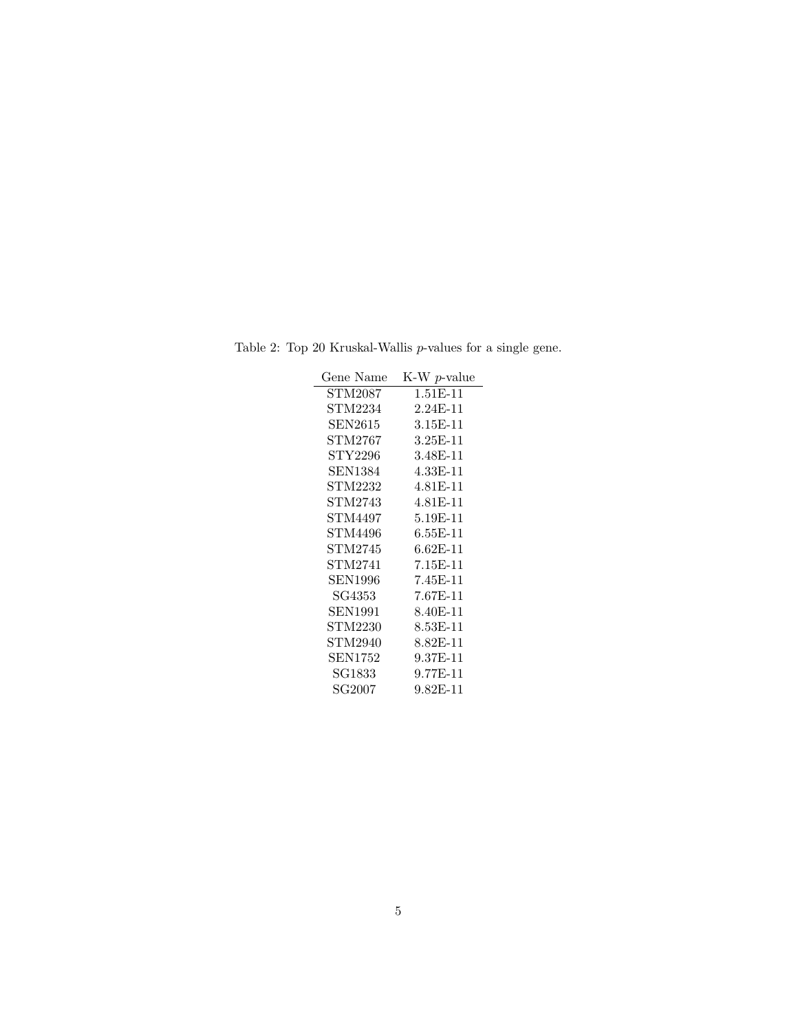Table 2: Top 20 Kruskal-Wallis $p$-values for a single gene.

| Gene Name | K-W $p$-value |
|---|---|
| STM2087 | 1.51E-11 |
| STM2234 | 2.24E-11 |
| SEN2615 | 3.15E-11 |
| STM2767 | 3.25E-11 |
| STY2296 | 3.48E-11 |
| SEN1384 | 4.33E-11 |
| STM2232 | 4.81E-11 |
| STM2743 | 4.81E-11 |
| STM4497 | 5.19E-11 |
| STM4496 | 6.55E-11 |
| STM2745 | 6.62E-11 |
| STM2741 | 7.15E-11 |
| SEN1996 | 7.45E-11 |
| SG4353 | 7.67E-11 |
| SEN1991 | 8.40E-11 |
| STM2230 | 8.53E-11 |
| STM2940 | 8.82E-11 |
| SEN1752 | 9.37E-11 |
| SG1833 | 9.77E-11 |
| SG2007 | 9.82E-11 |